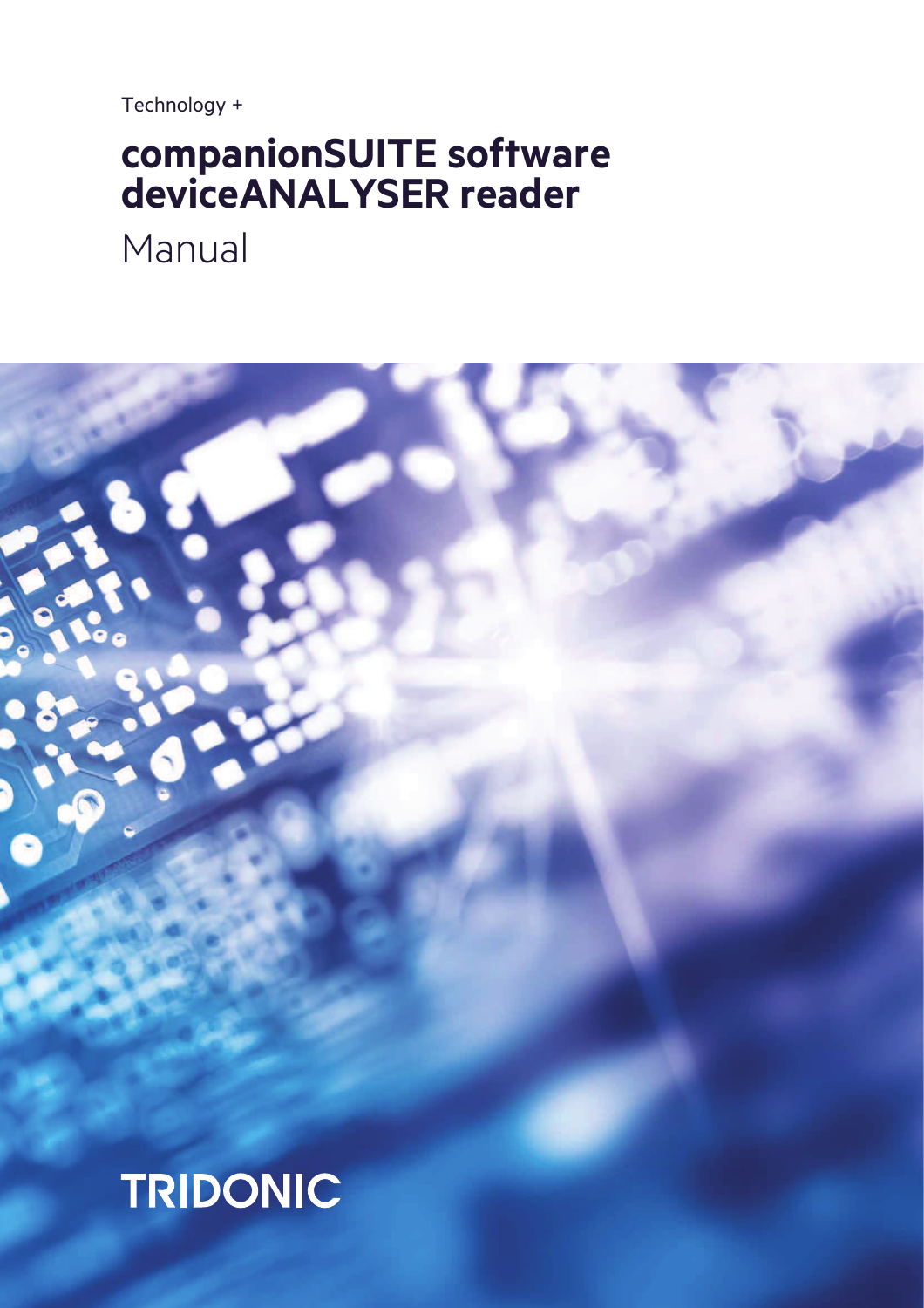Technology +

# companionSUITE software deviceANALYSER reader

Manual

TRIDONIC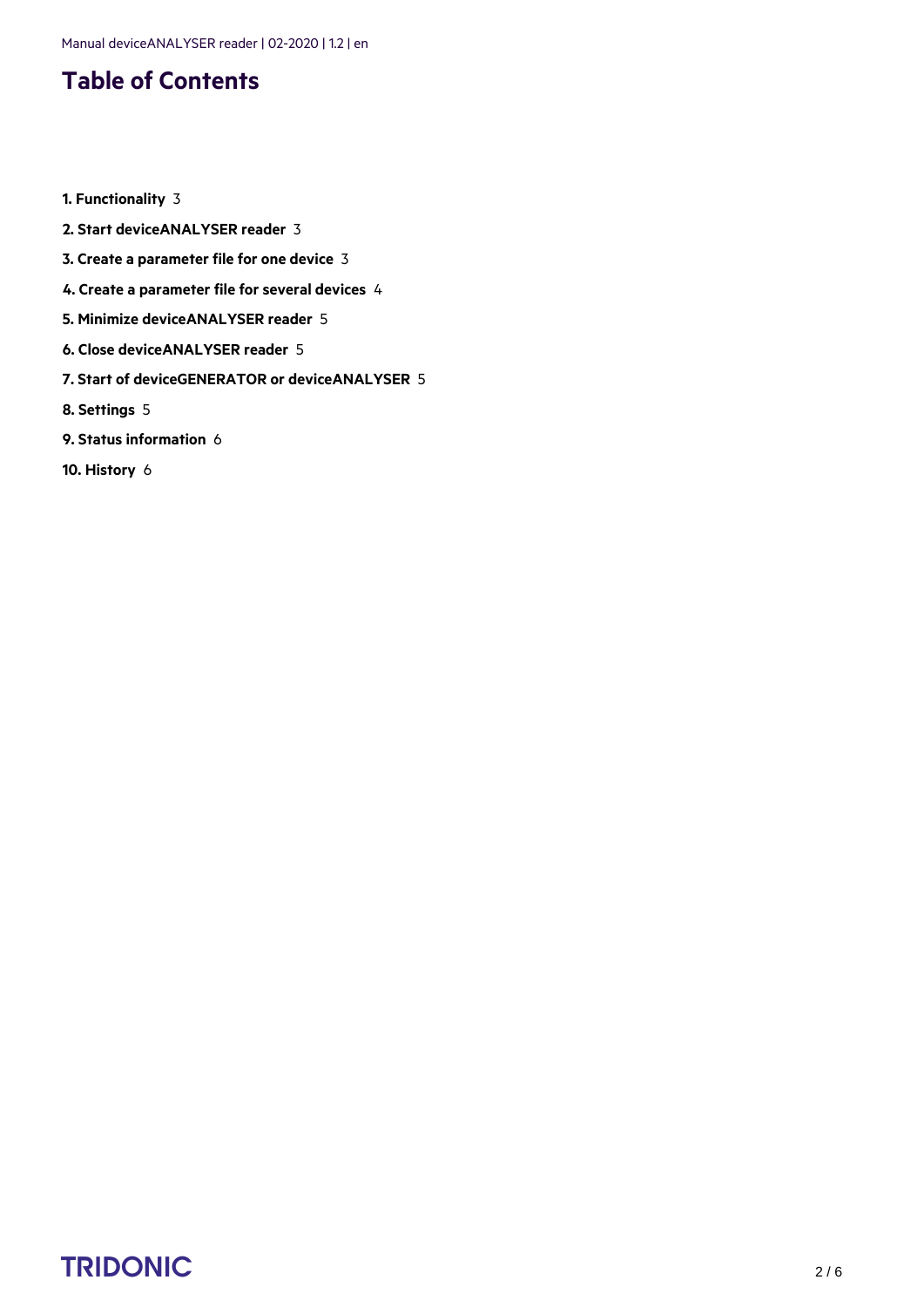# Table of Contents

**1. Functionality** 3

**2. Start deviceANALYSER reader** 3

**3. Create a parameter file for one device** 3

**4. Create a parameter file for several devices** 4

**5. Minimize deviceANALYSER reader** 5

**6. Close deviceANALYSER reader** 5

**7. Start of deviceGENERATOR or deviceANALYSER** 5

**8. Settings** 5

**9. Status information** 6

**10. History** 6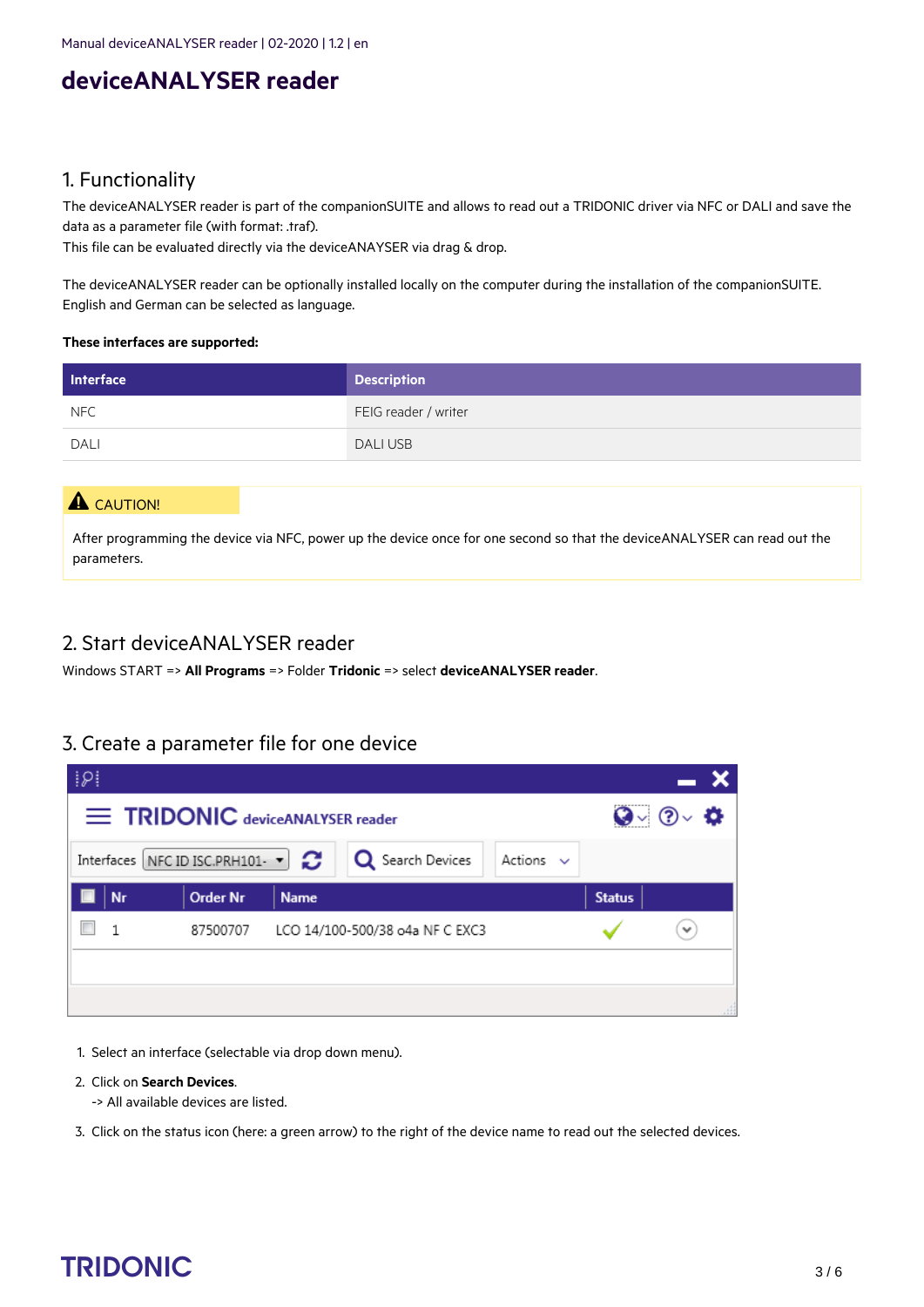# deviceANALYSER reader

## 1. Functionality

The deviceANALYSER reader is part of the companionSUITE and allows to read out a TRIDONIC driver via NFC or DALI and save the data as a parameter file (with format: .traf).
This file can be evaluated directly via the deviceANAYSER via drag & drop.

The deviceANALYSER reader can be optionally installed locally on the computer during the installation of the companionSUITE. English and German can be selected as language.

**These interfaces are supported:**

| Interface | Description |
|---|---|
| NFC | FEIG reader / writer |
| DALI | DALI USB |

> ⚠ CAUTION!
>
> After programming the device via NFC, power up the device once for one second so that the deviceANALYSER can read out the parameters.

## 2. Start deviceANALYSER reader

Windows START => **All Programs** => Folder **Tridonic** => select **deviceANALYSER reader**.

## 3. Create a parameter file for one device

1. Select an interface (selectable via drop down menu).
2. Click on **Search Devices**.
   -> All available devices are listed.
3. Click on the status icon (here: a green arrow) to the right of the device name to read out the selected devices.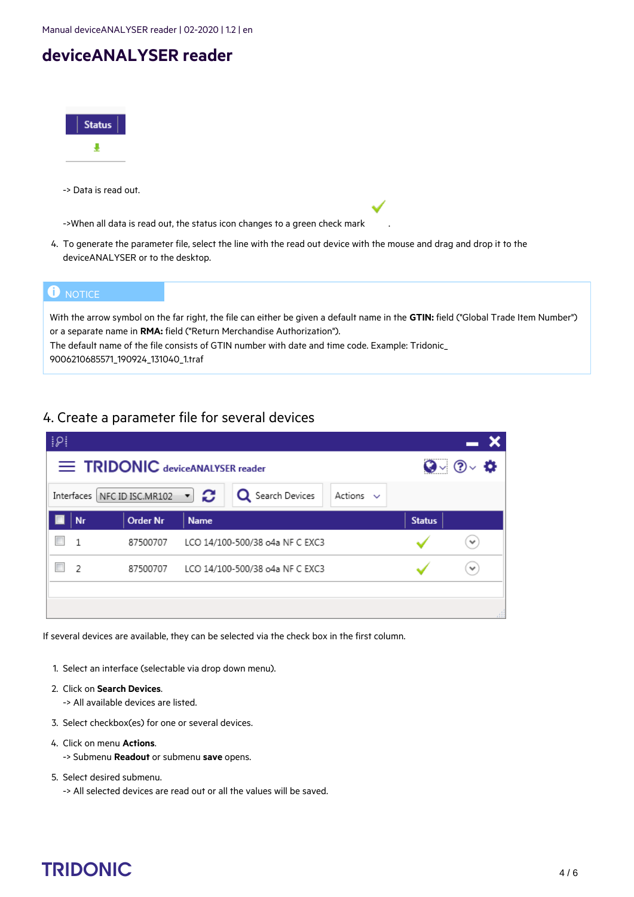# deviceANALYSER reader

-> Data is read out.

->When all data is read out, the status icon changes to a green check mark .

4. To generate the parameter file, select the line with the read out device with the mouse and drag and drop it to the deviceANALYSER or to the desktop.

> **NOTICE**
>
> With the arrow symbol on the far right, the file can either be given a default name in the **GTIN:** field ("Global Trade Item Number") or a separate name in **RMA:** field ("Return Merchandise Authorization").
> The default name of the file consists of GTIN number with date and time code. Example: Tridonic_9006210685571_190924_131040_1.traf

## 4. Create a parameter file for several devices

If several devices are available, they can be selected via the check box in the first column.

1. Select an interface (selectable via drop down menu).
2. Click on **Search Devices**.
   -> All available devices are listed.
3. Select checkbox(es) for one or several devices.
4. Click on menu **Actions**.
   -> Submenu **Readout** or submenu **save** opens.
5. Select desired submenu.
   -> All selected devices are read out or all the values will be saved.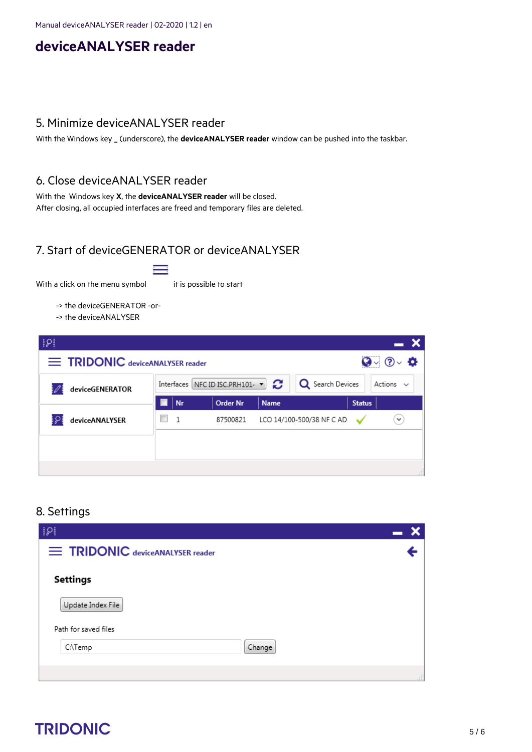# deviceANALYSER reader

## 5. Minimize deviceANALYSER reader

With the Windows key _ (underscore), the **deviceANALYSER reader** window can be pushed into the taskbar.

## 6. Close deviceANALYSER reader

With the  Windows key **X**, the **deviceANALYSER reader** will be closed.
After closing, all occupied interfaces are freed and temporary files are deleted.

## 7. Start of deviceGENERATOR or deviceANALYSER

With a click on the menu symbol ☰ it is possible to start

-> the deviceGENERATOR -or-
-> the deviceANALYSER

## 8. Settings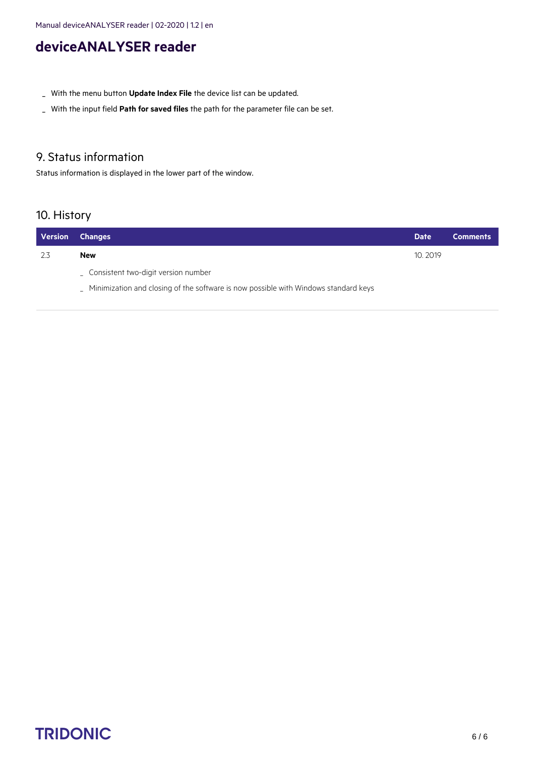- With the menu button **Update Index File** the device list can be updated.
- With the input field **Path for saved files** the path for the parameter file can be set.

## 9. Status information

Status information is displayed in the lower part of the window.

## 10. History

| Version | Changes | Date | Comments |
|---|---|---|---|
| 2.3 | **New**<br>- Consistent two-digit version number<br>- Minimization and closing of the software is now possible with Windows standard keys | 10. 2019 | |